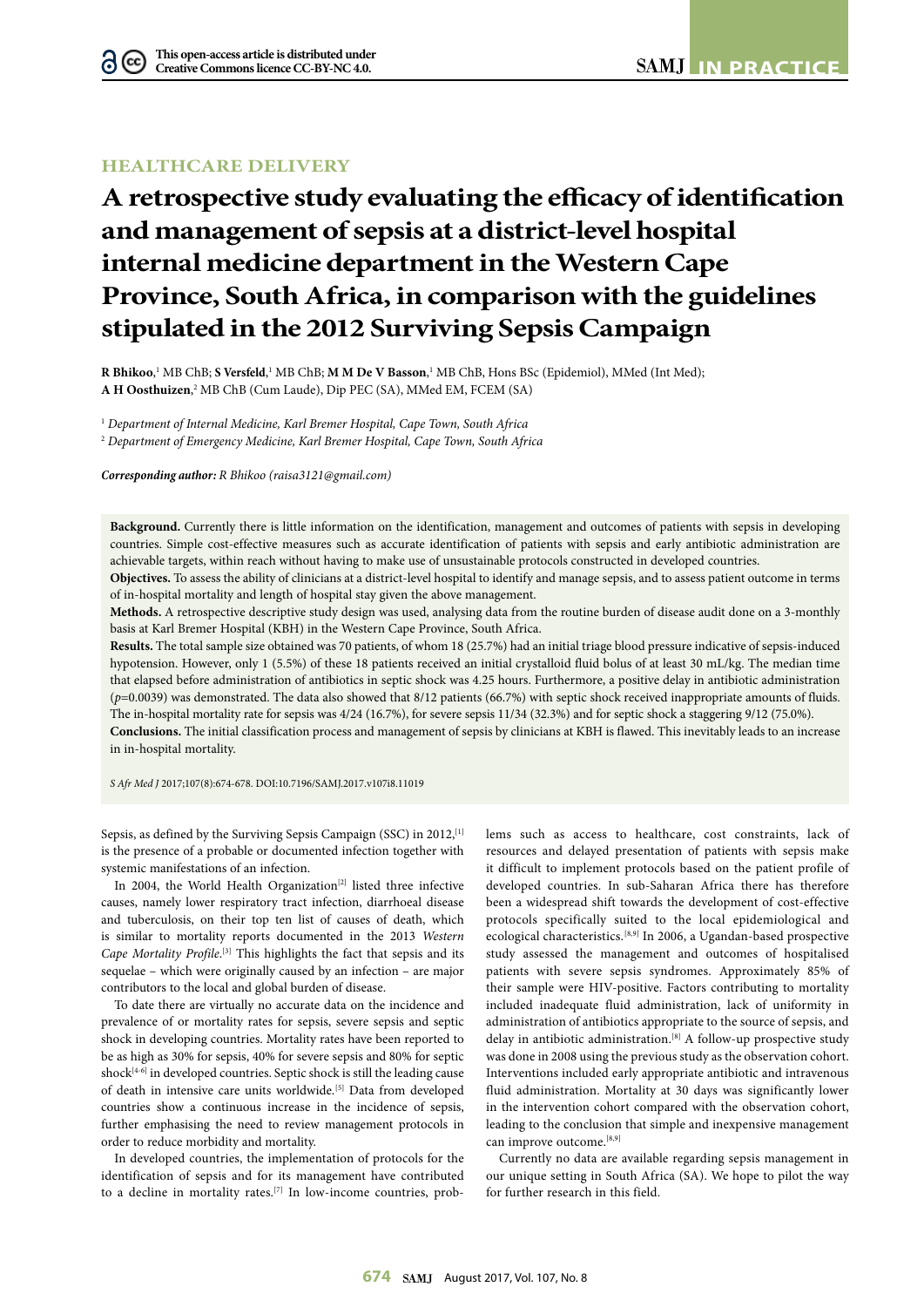This open-access article is distributed under Creative Commons licence CC-BY-NC 4.0.

HEALTHCARE DELIVERY

# A retrospective study evaluating the efficacy of identification and management of sepsis at a district-level hospital internal medicine department in the Western Cape Province, South Africa, in comparison with the guidelines stipulated in the 2012 Surviving Sepsis Campaign

**R Bhikoo**,[1] MB ChB; **S Versfeld**,[1] MB ChB; **M M De V Basson**,[1] MB ChB, Hons BSc (Epidemiol), MMed (Int Med); **A H Oosthuizen**,[2] MB ChB (Cum Laude), Dip PEC (SA), MMed EM, FCEM (SA)

[1] *Department of Internal Medicine, Karl Bremer Hospital, Cape Town, South Africa*

[2] *Department of Emergency Medicine, Karl Bremer Hospital, Cape Town, South Africa*

***Corresponding author:*** *R Bhikoo (raisa3121@gmail.com)*

**Background.** Currently there is little information on the identification, management and outcomes of patients with sepsis in developing countries. Simple cost-effective measures such as accurate identification of patients with sepsis and early antibiotic administration are achievable targets, within reach without having to make use of unsustainable protocols constructed in developed countries.

**Objectives.** To assess the ability of clinicians at a district-level hospital to identify and manage sepsis, and to assess patient outcome in terms of in-hospital mortality and length of hospital stay given the above management.

**Methods.** A retrospective descriptive study design was used, analysing data from the routine burden of disease audit done on a 3-monthly basis at Karl Bremer Hospital (KBH) in the Western Cape Province, South Africa.

**Results.** The total sample size obtained was 70 patients, of whom 18 (25.7%) had an initial triage blood pressure indicative of sepsis-induced hypotension. However, only 1 (5.5%) of these 18 patients received an initial crystalloid fluid bolus of at least 30 mL/kg. The median time that elapsed before administration of antibiotics in septic shock was 4.25 hours. Furthermore, a positive delay in antibiotic administration ($p$=0.0039) was demonstrated. The data also showed that 8/12 patients (66.7%) with septic shock received inappropriate amounts of fluids. The in-hospital mortality rate for sepsis was 4/24 (16.7%), for severe sepsis 11/34 (32.3%) and for septic shock a staggering 9/12 (75.0%).

**Conclusions.** The initial classification process and management of sepsis by clinicians at KBH is flawed. This inevitably leads to an increase in in-hospital mortality.

*S Afr Med J* 2017;107(8):674-678. DOI:10.7196/SAMJ.2017.v107i8.11019

Sepsis, as defined by the Surviving Sepsis Campaign (SSC) in 2012,[1] is the presence of a probable or documented infection together with systemic manifestations of an infection.

In 2004, the World Health Organization[2] listed three infective causes, namely lower respiratory tract infection, diarrhoeal disease and tuberculosis, on their top ten list of causes of death, which is similar to mortality reports documented in the 2013 *Western Cape Mortality Profile*.[3] This highlights the fact that sepsis and its sequelae – which were originally caused by an infection – are major contributors to the local and global burden of disease.

To date there are virtually no accurate data on the incidence and prevalence of or mortality rates for sepsis, severe sepsis and septic shock in developing countries. Mortality rates have been reported to be as high as 30% for sepsis, 40% for severe sepsis and 80% for septic shock[4-6] in developed countries. Septic shock is still the leading cause of death in intensive care units worldwide.[5] Data from developed countries show a continuous increase in the incidence of sepsis, further emphasising the need to review management protocols in order to reduce morbidity and mortality.

In developed countries, the implementation of protocols for the identification of sepsis and for its management have contributed to a decline in mortality rates.[7] In low-income countries, problems such as access to healthcare, cost constraints, lack of resources and delayed presentation of patients with sepsis make it difficult to implement protocols based on the patient profile of developed countries. In sub-Saharan Africa there has therefore been a widespread shift towards the development of cost-effective protocols specifically suited to the local epidemiological and ecological characteristics.[8,9] In 2006, a Ugandan-based prospective study assessed the management and outcomes of hospitalised patients with severe sepsis syndromes. Approximately 85% of their sample were HIV-positive. Factors contributing to mortality included inadequate fluid administration, lack of uniformity in administration of antibiotics appropriate to the source of sepsis, and delay in antibiotic administration.[8] A follow-up prospective study was done in 2008 using the previous study as the observation cohort. Interventions included early appropriate antibiotic and intravenous fluid administration. Mortality at 30 days was significantly lower in the intervention cohort compared with the observation cohort, leading to the conclusion that simple and inexpensive management can improve outcome.[8,9]

Currently no data are available regarding sepsis management in our unique setting in South Africa (SA). We hope to pilot the way for further research in this field.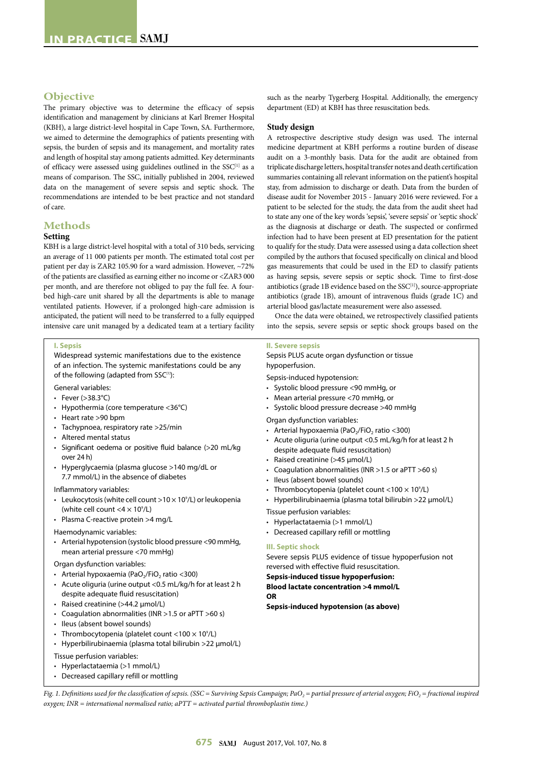## Objective

The primary objective was to determine the efficacy of sepsis identification and management by clinicians at Karl Bremer Hospital (KBH), a large district-level hospital in Cape Town, SA. Furthermore, we aimed to determine the demographics of patients presenting with sepsis, the burden of sepsis and its management, and mortality rates and length of hospital stay among patients admitted. Key determinants of efficacy were assessed using guidelines outlined in the SSC[1] as a means of comparison. The SSC, initially published in 2004, reviewed data on the management of severe sepsis and septic shock. The recommendations are intended to be best practice and not standard of care.

## Methods

### Setting

KBH is a large district-level hospital with a total of 310 beds, servicing an average of 11 000 patients per month. The estimated total cost per patient per day is ZAR2 105.90 for a ward admission. However, ~72% of the patients are classified as earning either no income or <ZAR3 000 per month, and are therefore not obliged to pay the full fee. A four-bed high-care unit shared by all the departments is able to manage ventilated patients. However, if a prolonged high-care admission is anticipated, the patient will need to be transferred to a fully equipped intensive care unit managed by a dedicated team at a tertiary facility such as the nearby Tygerberg Hospital. Additionally, the emergency department (ED) at KBH has three resuscitation beds.

### Study design

A retrospective descriptive study design was used. The internal medicine department at KBH performs a routine burden of disease audit on a 3-monthly basis. Data for the audit are obtained from triplicate discharge letters, hospital transfer notes and death certification summaries containing all relevant information on the patient's hospital stay, from admission to discharge or death. Data from the burden of disease audit for November 2015 - January 2016 were reviewed. For a patient to be selected for the study, the data from the audit sheet had to state any one of the key words 'sepsis', 'severe sepsis' or 'septic shock' as the diagnosis at discharge or death. The suspected or confirmed infection had to have been present at ED presentation for the patient to qualify for the study. Data were assessed using a data collection sheet compiled by the authors that focused specifically on clinical and blood gas measurements that could be used in the ED to classify patients as having sepsis, severe sepsis or septic shock. Time to first-dose antibiotics (grade 1B evidence based on the SSC[1]), source-appropriate antibiotics (grade 1B), amount of intravenous fluids (grade 1C) and arterial blood gas/lactate measurement were also assessed.

Once the data were obtained, we retrospectively classified patients into the sepsis, severe sepsis or septic shock groups based on the

**I. Sepsis**

Widespread systemic manifestations due to the existence of an infection. The systemic manifestations could be any of the following (adapted from SSC[1]):

General variables:

- Fever (>38.3°C)
- Hypothermia (core temperature <36°C)
- Heart rate >90 bpm
- Tachypnoea, respiratory rate >25/min
- Altered mental status
- Significant oedema or positive fluid balance (>20 mL/kg over 24 h)
- Hyperglycaemia (plasma glucose >140 mg/dL or 7.7 mmol/L) in the absence of diabetes

Inflammatory variables:

- Leukocytosis (white cell count $>10 \times 10^9$/L) or leukopenia (white cell count $<4 \times 10^9$/L)
- Plasma C-reactive protein >4 mg/L

Haemodynamic variables:

- Arterial hypotension (systolic blood pressure <90 mmHg, mean arterial pressure <70 mmHg)

Organ dysfunction variables:

- Arterial hypoxaemia ($PaO_2/FiO_2$ ratio <300)
- Acute oliguria (urine output <0.5 mL/kg/h for at least 2 h despite adequate fluid resuscitation)
- Raised creatinine (>44.2 µmol/L)
- Coagulation abnormalities (INR >1.5 or aPTT >60 s)
- Ileus (absent bowel sounds)
- Thrombocytopenia (platelet count $<100 \times 10^9$/L)
- Hyperbilirubinaemia (plasma total bilirubin >22 µmol/L)

Tissue perfusion variables:

- Hyperlactataemia (>1 mmol/L)
- Decreased capillary refill or mottling

**II. Severe sepsis**

Sepsis PLUS acute organ dysfunction or tissue hypoperfusion.

Sepsis-induced hypotension:

- Systolic blood pressure <90 mmHg, or
- Mean arterial pressure <70 mmHg, or
- Systolic blood pressure decrease >40 mmHg

Organ dysfunction variables:

- Arterial hypoxaemia ($PaO_2/FiO_2$ ratio <300)
- Acute oliguria (urine output <0.5 mL/kg/h for at least 2 h despite adequate fluid resuscitation)
- Raised creatinine (>45 µmol/L)
- Coagulation abnormalities (INR >1.5 or aPTT >60 s)
- Ileus (absent bowel sounds)
- Thrombocytopenia (platelet count $<100 \times 10^9$/L)
- Hyperbilirubinaemia (plasma total bilirubin >22 µmol/L)

Tissue perfusion variables:

- Hyperlactataemia (>1 mmol/L)
- Decreased capillary refill or mottling

**III. Septic shock**

Severe sepsis PLUS evidence of tissue hypoperfusion not reversed with effective fluid resuscitation.

**Sepsis-induced tissue hypoperfusion:**
**Blood lactate concentration >4 mmol/L**
**OR**
**Sepsis-induced hypotension (as above)**

*Fig. 1. Definitions used for the classification of sepsis. (SSC = Surviving Sepsis Campaign; $PaO_2$ = partial pressure of arterial oxygen; $FiO_2$ = fractional inspired oxygen; INR = international normalised ratio; aPTT = activated partial thromboplastin time.)*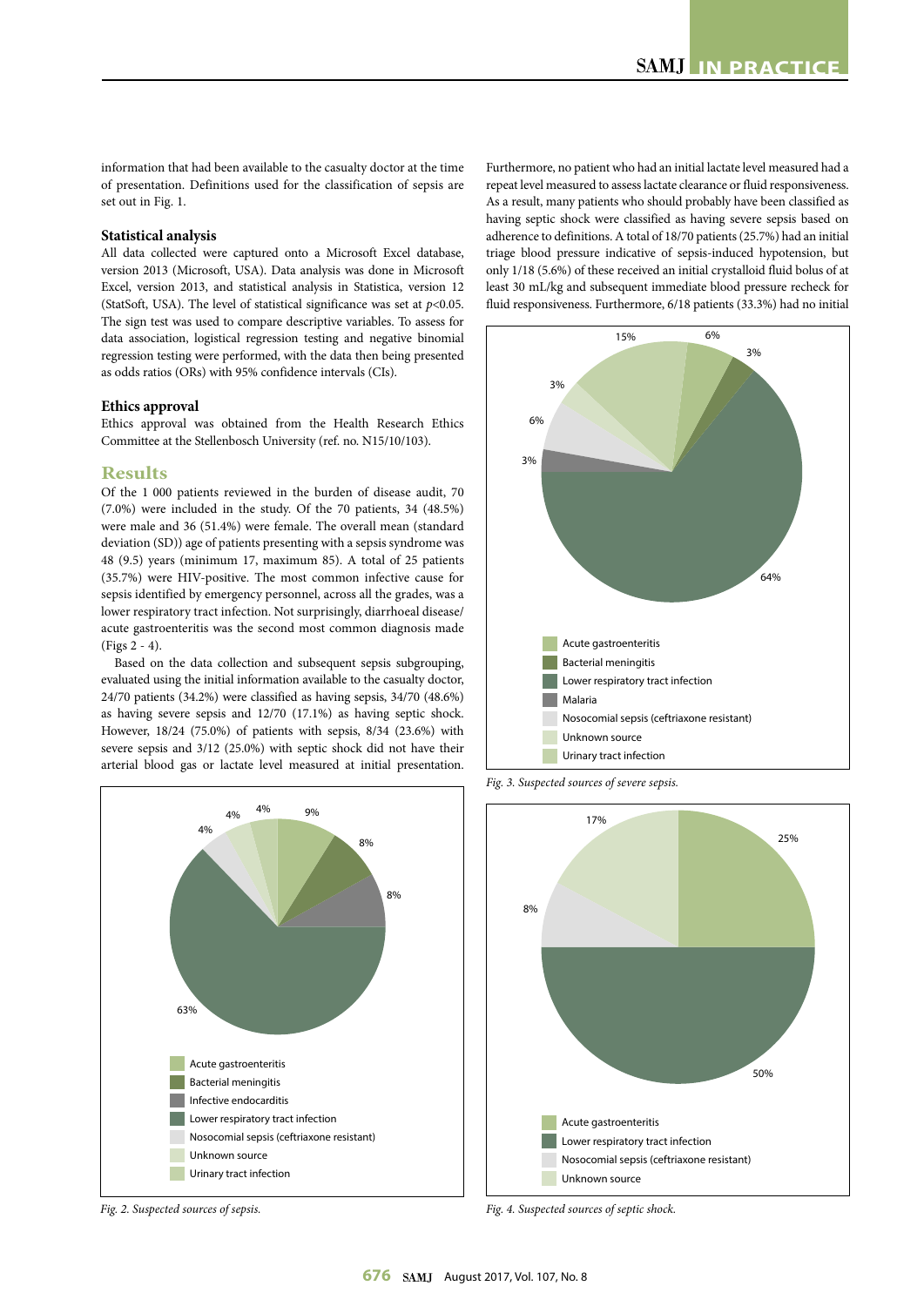information that had been available to the casualty doctor at the time of presentation. Definitions used for the classification of sepsis are set out in Fig. 1.

### Statistical analysis

All data collected were captured onto a Microsoft Excel database, version 2013 (Microsoft, USA). Data analysis was done in Microsoft Excel, version 2013, and statistical analysis in Statistica, version 12 (StatSoft, USA). The level of statistical significance was set at $p<0.05$. The sign test was used to compare descriptive variables. To assess for data association, logistical regression testing and negative binomial regression testing were performed, with the data then being presented as odds ratios (ORs) with 95% confidence intervals (CIs).

### Ethics approval

Ethics approval was obtained from the Health Research Ethics Committee at the Stellenbosch University (ref. no. N15/10/103).

## Results

Of the 1 000 patients reviewed in the burden of disease audit, 70 (7.0%) were included in the study. Of the 70 patients, 34 (48.5%) were male and 36 (51.4%) were female. The overall mean (standard deviation (SD)) age of patients presenting with a sepsis syndrome was 48 (9.5) years (minimum 17, maximum 85). A total of 25 patients (35.7%) were HIV-positive. The most common infective cause for sepsis identified by emergency personnel, across all the grades, was a lower respiratory tract infection. Not surprisingly, diarrhoeal disease/acute gastroenteritis was the second most common diagnosis made (Figs 2 - 4).

Based on the data collection and subsequent sepsis subgrouping, evaluated using the initial information available to the casualty doctor, 24/70 patients (34.2%) were classified as having sepsis, 34/70 (48.6%) as having severe sepsis and 12/70 (17.1%) as having septic shock. However, 18/24 (75.0%) of patients with sepsis, 8/34 (23.6%) with severe sepsis and 3/12 (25.0%) with septic shock did not have their arterial blood gas or lactate level measured at initial presentation. Furthermore, no patient who had an initial lactate level measured had a repeat level measured to assess lactate clearance or fluid responsiveness. As a result, many patients who should probably have been classified as having septic shock were classified as having severe sepsis based on adherence to definitions. A total of 18/70 patients (25.7%) had an initial triage blood pressure indicative of sepsis-induced hypotension, but only 1/18 (5.6%) of these received an initial crystalloid fluid bolus of at least 30 mL/kg and subsequent immediate blood pressure recheck for fluid responsiveness. Furthermore, 6/18 patients (33.3%) had no initial

*Fig. 2. Suspected sources of sepsis.*

*Fig. 3. Suspected sources of severe sepsis.*

*Fig. 4. Suspected sources of septic shock.*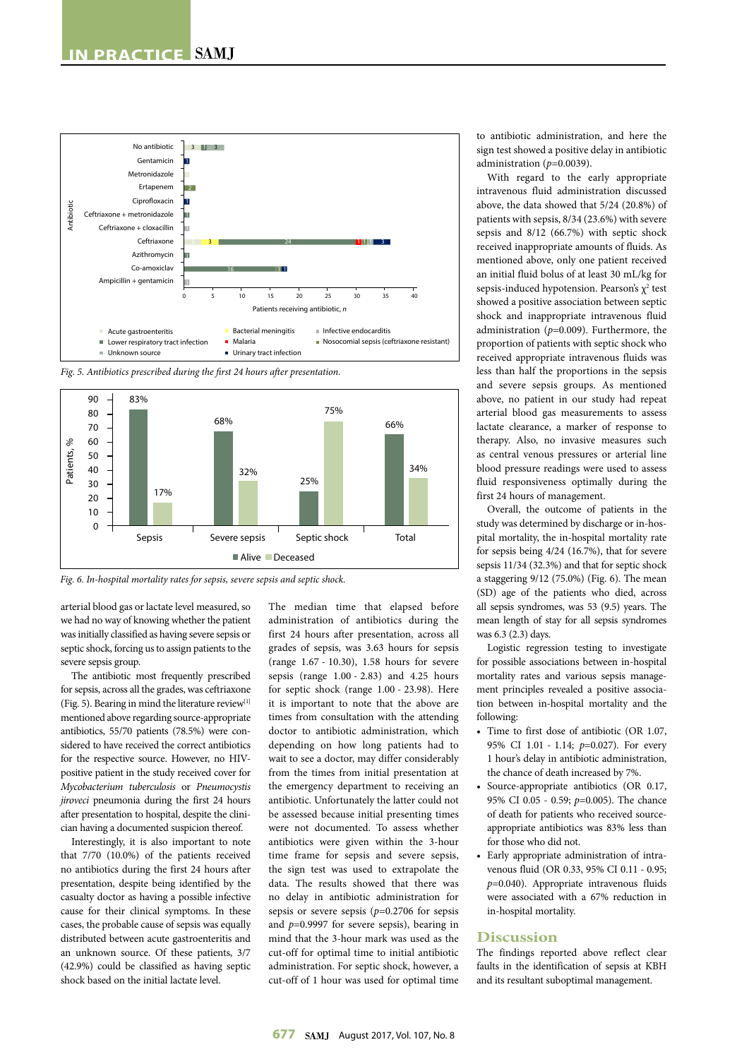Fig. 5. Antibiotics prescribed during the first 24 hours after presentation.

Fig. 6. In-hospital mortality rates for sepsis, severe sepsis and septic shock.

arterial blood gas or lactate level measured, so we had no way of knowing whether the patient was initially classified as having severe sepsis or septic shock, forcing us to assign patients to the severe sepsis group.

The antibiotic most frequently prescribed for sepsis, across all the grades, was ceftriaxone (Fig. 5). Bearing in mind the literature review[1] mentioned above regarding source-appropriate antibiotics, 55/70 patients (78.5%) were considered to have received the correct antibiotics for the respective source. However, no HIV-positive patient in the study received cover for *Mycobacterium tuberculosis* or *Pneumocystis jiroveci* pneumonia during the first 24 hours after presentation to hospital, despite the clinician having a documented suspicion thereof.

Interestingly, it is also important to note that 7/70 (10.0%) of the patients received no antibiotics during the first 24 hours after presentation, despite being identified by the casualty doctor as having a possible infective cause for their clinical symptoms. In these cases, the probable cause of sepsis was equally distributed between acute gastroenteritis and an unknown source. Of these patients, 3/7 (42.9%) could be classified as having septic shock based on the initial lactate level.

The median time that elapsed before administration of antibiotics during the first 24 hours after presentation, across all grades of sepsis, was 3.63 hours for sepsis (range 1.67 - 10.30), 1.58 hours for severe sepsis (range 1.00 - 2.83) and 4.25 hours for septic shock (range 1.00 - 23.98). Here it is important to note that the above are times from consultation with the attending doctor to antibiotic administration, which depending on how long patients had to wait to see a doctor, may differ considerably from the times from initial presentation at the emergency department to receiving an antibiotic. Unfortunately the latter could not be assessed because initial presenting times were not documented. To assess whether antibiotics were given within the 3-hour time frame for sepsis and severe sepsis, the sign test was used to extrapolate the data. The results showed that there was no delay in antibiotic administration for sepsis or severe sepsis ($p$=0.2706 for sepsis and $p$=0.9997 for severe sepsis), bearing in mind that the 3-hour mark was used as the cut-off for optimal time to initial antibiotic administration. For septic shock, however, a cut-off of 1 hour was used for optimal time to antibiotic administration, and here the sign test showed a positive delay in antibiotic administration ($p$=0.0039).

With regard to the early appropriate intravenous fluid administration discussed above, the data showed that 5/24 (20.8%) of patients with sepsis, 8/34 (23.6%) with severe sepsis and 8/12 (66.7%) with septic shock received inappropriate amounts of fluids. As mentioned above, only one patient received an initial fluid bolus of at least 30 mL/kg for sepsis-induced hypotension. Pearson's $\chi^2$ test showed a positive association between septic shock and inappropriate intravenous fluid administration ($p$=0.009). Furthermore, the proportion of patients with septic shock who received appropriate intravenous fluids was less than half the proportions in the sepsis and severe sepsis groups. As mentioned above, no patient in our study had repeat arterial blood gas measurements to assess lactate clearance, a marker of response to therapy. Also, no invasive measures such as central venous pressures or arterial line blood pressure readings were used to assess fluid responsiveness optimally during the first 24 hours of management.

Overall, the outcome of patients in the study was determined by discharge or in-hospital mortality, the in-hospital mortality rate for sepsis being 4/24 (16.7%), that for severe sepsis 11/34 (32.3%) and that for septic shock a staggering 9/12 (75.0%) (Fig. 6). The mean (SD) age of the patients who died, across all sepsis syndromes, was 53 (9.5) years. The mean length of stay for all sepsis syndromes was 6.3 (2.3) days.

Logistic regression testing to investigate for possible associations between in-hospital mortality rates and various sepsis management principles revealed a positive association between in-hospital mortality and the following:

- Time to first dose of antibiotic (OR 1.07, 95% CI 1.01 - 1.14; $p$=0.027). For every 1 hour's delay in antibiotic administration, the chance of death increased by 7%.
- Source-appropriate antibiotics (OR 0.17, 95% CI 0.05 - 0.59; $p$=0.005). The chance of death for patients who received source-appropriate antibiotics was 83% less than for those who did not.
- Early appropriate administration of intravenous fluid (OR 0.33, 95% CI 0.11 - 0.95; $p$=0.040). Appropriate intravenous fluids were associated with a 67% reduction in in-hospital mortality.

## Discussion

The findings reported above reflect clear faults in the identification of sepsis at KBH and its resultant suboptimal management.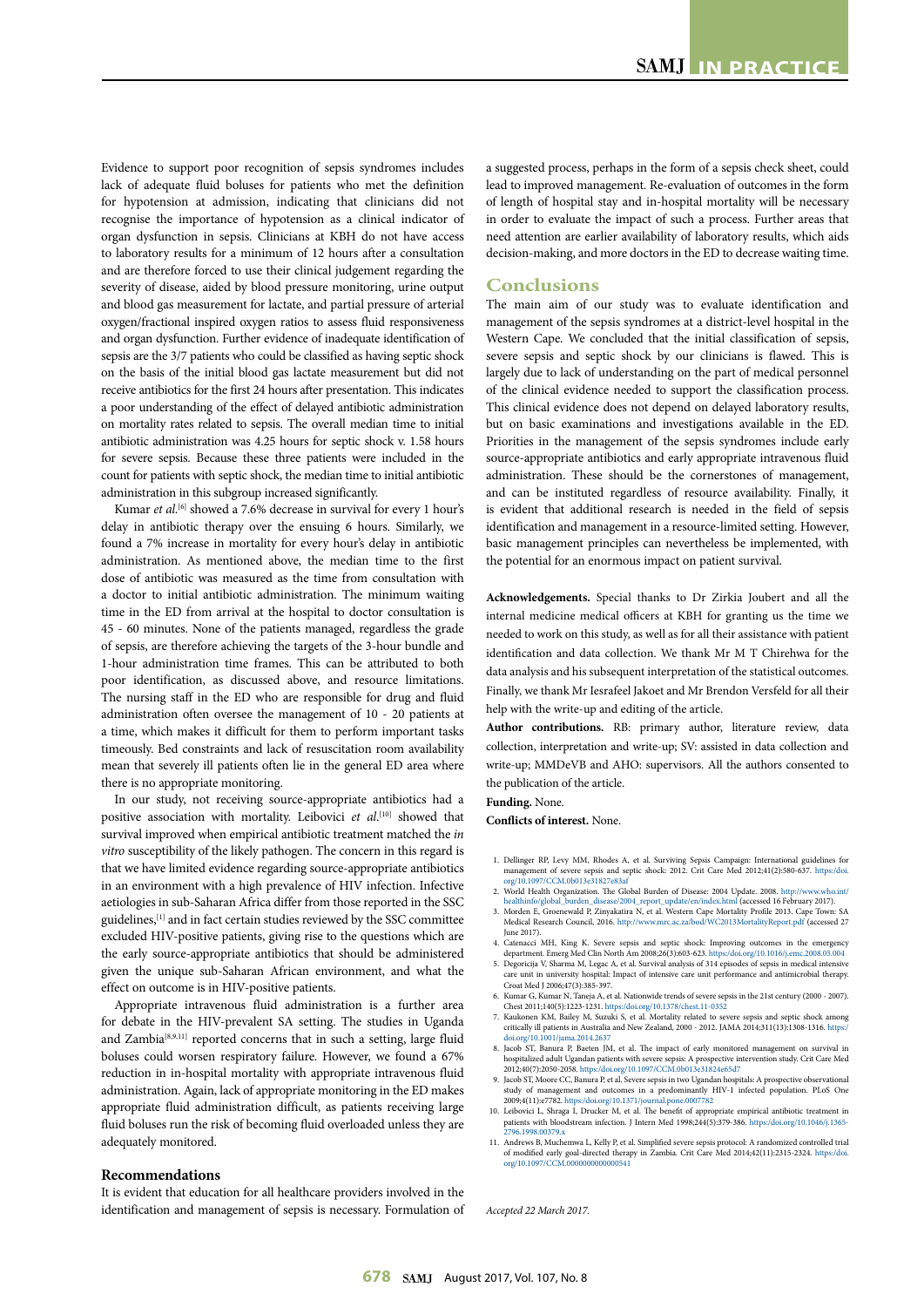Evidence to support poor recognition of sepsis syndromes includes lack of adequate fluid boluses for patients who met the definition for hypotension at admission, indicating that clinicians did not recognise the importance of hypotension as a clinical indicator of organ dysfunction in sepsis. Clinicians at KBH do not have access to laboratory results for a minimum of 12 hours after a consultation and are therefore forced to use their clinical judgement regarding the severity of disease, aided by blood pressure monitoring, urine output and blood gas measurement for lactate, and partial pressure of arterial oxygen/fractional inspired oxygen ratios to assess fluid responsiveness and organ dysfunction. Further evidence of inadequate identification of sepsis are the 3/7 patients who could be classified as having septic shock on the basis of the initial blood gas lactate measurement but did not receive antibiotics for the first 24 hours after presentation. This indicates a poor understanding of the effect of delayed antibiotic administration on mortality rates related to sepsis. The overall median time to initial antibiotic administration was 4.25 hours for septic shock v. 1.58 hours for severe sepsis. Because these three patients were included in the count for patients with septic shock, the median time to initial antibiotic administration in this subgroup increased significantly.

Kumar *et al.*[6] showed a 7.6% decrease in survival for every 1 hour's delay in antibiotic therapy over the ensuing 6 hours. Similarly, we found a 7% increase in mortality for every hour's delay in antibiotic administration. As mentioned above, the median time to the first dose of antibiotic was measured as the time from consultation with a doctor to initial antibiotic administration. The minimum waiting time in the ED from arrival at the hospital to doctor consultation is 45 - 60 minutes. None of the patients managed, regardless the grade of sepsis, are therefore achieving the targets of the 3-hour bundle and 1-hour administration time frames. This can be attributed to both poor identification, as discussed above, and resource limitations. The nursing staff in the ED who are responsible for drug and fluid administration often oversee the management of 10 - 20 patients at a time, which makes it difficult for them to perform important tasks timeously. Bed constraints and lack of resuscitation room availability mean that severely ill patients often lie in the general ED area where there is no appropriate monitoring.

In our study, not receiving source-appropriate antibiotics had a positive association with mortality. Leibovici *et al.*[10] showed that survival improved when empirical antibiotic treatment matched the *in vitro* susceptibility of the likely pathogen. The concern in this regard is that we have limited evidence regarding source-appropriate antibiotics in an environment with a high prevalence of HIV infection. Infective aetiologies in sub-Saharan Africa differ from those reported in the SSC guidelines,[1] and in fact certain studies reviewed by the SSC committee excluded HIV-positive patients, giving rise to the questions which are the early source-appropriate antibiotics that should be administered given the unique sub-Saharan African environment, and what the effect on outcome is in HIV-positive patients.

Appropriate intravenous fluid administration is a further area for debate in the HIV-prevalent SA setting. The studies in Uganda and Zambia[8,9,11] reported concerns that in such a setting, large fluid boluses could worsen respiratory failure. However, we found a 67% reduction in in-hospital mortality with appropriate intravenous fluid administration. Again, lack of appropriate monitoring in the ED makes appropriate fluid administration difficult, as patients receiving large fluid boluses run the risk of becoming fluid overloaded unless they are adequately monitored.

### Recommendations

It is evident that education for all healthcare providers involved in the identification and management of sepsis is necessary. Formulation of a suggested process, perhaps in the form of a sepsis check sheet, could lead to improved management. Re-evaluation of outcomes in the form of length of hospital stay and in-hospital mortality will be necessary in order to evaluate the impact of such a process. Further areas that need attention are earlier availability of laboratory results, which aids decision-making, and more doctors in the ED to decrease waiting time.

## Conclusions

The main aim of our study was to evaluate identification and management of the sepsis syndromes at a district-level hospital in the Western Cape. We concluded that the initial classification of sepsis, severe sepsis and septic shock by our clinicians is flawed. This is largely due to lack of understanding on the part of medical personnel of the clinical evidence needed to support the classification process. This clinical evidence does not depend on delayed laboratory results, but on basic examinations and investigations available in the ED. Priorities in the management of the sepsis syndromes include early source-appropriate antibiotics and early appropriate intravenous fluid administration. These should be the cornerstones of management, and can be instituted regardless of resource availability. Finally, it is evident that additional research is needed in the field of sepsis identification and management in a resource-limited setting. However, basic management principles can nevertheless be implemented, with the potential for an enormous impact on patient survival.

**Acknowledgements.** Special thanks to Dr Zirkia Joubert and all the internal medicine medical officers at KBH for granting us the time we needed to work on this study, as well as for all their assistance with patient identification and data collection. We thank Mr M T Chirehwa for the data analysis and his subsequent interpretation of the statistical outcomes. Finally, we thank Mr Iesrafeel Jakoet and Mr Brendon Versfeld for all their help with the write-up and editing of the article.

**Author contributions.** RB: primary author, literature review, data collection, interpretation and write-up; SV: assisted in data collection and write-up; MMDeVB and AHO: supervisors. All the authors consented to the publication of the article.

**Funding.** None.

**Conflicts of interest.** None.

1. Dellinger RP, Levy MM, Rhodes A, et al. Surviving Sepsis Campaign: International guidelines for management of severe sepsis and septic shock: 2012. Crit Care Med 2012;41(2):580-637. https://doi.org/10.1097/CCM.0b013e31827e83af
2. World Health Organization. The Global Burden of Disease: 2004 Update. 2008. http://www.who.int/healthinfo/global_burden_disease/2004_report_update/en/index.html (accessed 16 February 2017).
3. Morden E, Groenewald P, Zinyakatira N, et al. Western Cape Mortality Profile 2013. Cape Town: SA Medical Research Council, 2016. http://www.mrc.ac.za/bod/WC2013MortalityReport.pdf (accessed 27 June 2017).
4. Catenacci MH, King K. Severe sepsis and septic shock: Improving outcomes in the emergency department. Emerg Med Clin North Am 2008;26(3):603-623. https://doi.org/10.1016/j.emc.2008.05.004
5. Degoricija V, Sharma M, Legac A, et al. Survival analysis of 314 episodes of sepsis in medical intensive care unit in university hospital: Impact of intensive care unit performance and antimicrobial therapy. Croat Med J 2006;47(3):385-397.
6. Kumar G, Kumar N, Taneja A, et al. Nationwide trends of severe sepsis in the 21st century (2000 - 2007). Chest 2011;140(5):1223-1231. https://doi.org/10.1378/chest.11-0352
7. Kaukonen KM, Bailey M, Suzuki S, et al. Mortality related to severe sepsis and septic shock among critically ill patients in Australia and New Zealand, 2000 - 2012. JAMA 2014;311(13):1308-1316. https://doi.org/10.1001/jama.2014.2637
8. Jacob ST, Banura P, Baeten JM, et al. The impact of early monitored management on survival in hospitalized adult Ugandan patients with severe sepsis: A prospective intervention study. Crit Care Med 2012;40(7):2050-2058. https://doi.org/10.1097/CCM.0b013e31824e65d7
9. Jacob ST, Moore CC, Banura P, et al. Severe sepsis in two Ugandan hospitals: A prospective observational study of management and outcomes in a predominantly HIV-1 infected population. PLoS One 2009;4(11):e7782. https://doi.org/10.1371/journal.pone.0007782
10. Leibovici L, Shraga I, Drucker M, et al. The benefit of appropriate empirical antibiotic treatment in patients with bloodstream infection. J Intern Med 1998;244(5):379-386. https://doi.org/10.1046/j.1365-2796.1998.00379.x
11. Andrews B, Muchemwa L, Kelly P, et al. Simplified severe sepsis protocol: A randomized controlled trial of modified early goal-directed therapy in Zambia. Crit Care Med 2014;42(11):2315-2324. https://doi.org/10.1097/CCM.0000000000000541

*Accepted 22 March 2017.*